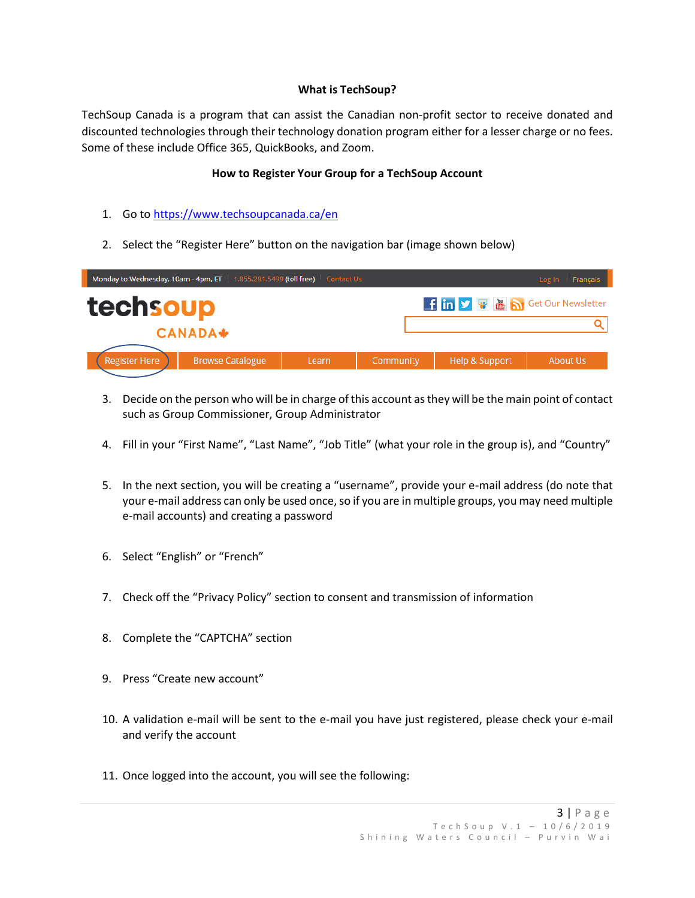## What is TechSoup?

TechSoup Canada is a program that can assist the Canadian non-profit sector to receive donated and discounted technologies through their technology donation program either for a lesser charge or no fees. Some of these include Office 365, QuickBooks, and Zoom.

## How to Register Your Group for a TechSoup Account

1. Go to https://www.techsoupcanada.ca/en
2. Select the "Register Here" button on the navigation bar (image shown below)
3. Decide on the person who will be in charge of this account as they will be the main point of contact such as Group Commissioner, Group Administrator
4. Fill in your "First Name", "Last Name", "Job Title" (what your role in the group is), and "Country"
5. In the next section, you will be creating a "username", provide your e-mail address (do note that your e-mail address can only be used once, so if you are in multiple groups, you may need multiple e-mail accounts) and creating a password
6. Select "English" or "French"
7. Check off the "Privacy Policy" section to consent and transmission of information
8. Complete the "CAPTCHA" section
9. Press "Create new account"
10. A validation e-mail will be sent to the e-mail you have just registered, please check your e-mail and verify the account
11. Once logged into the account, you will see the following: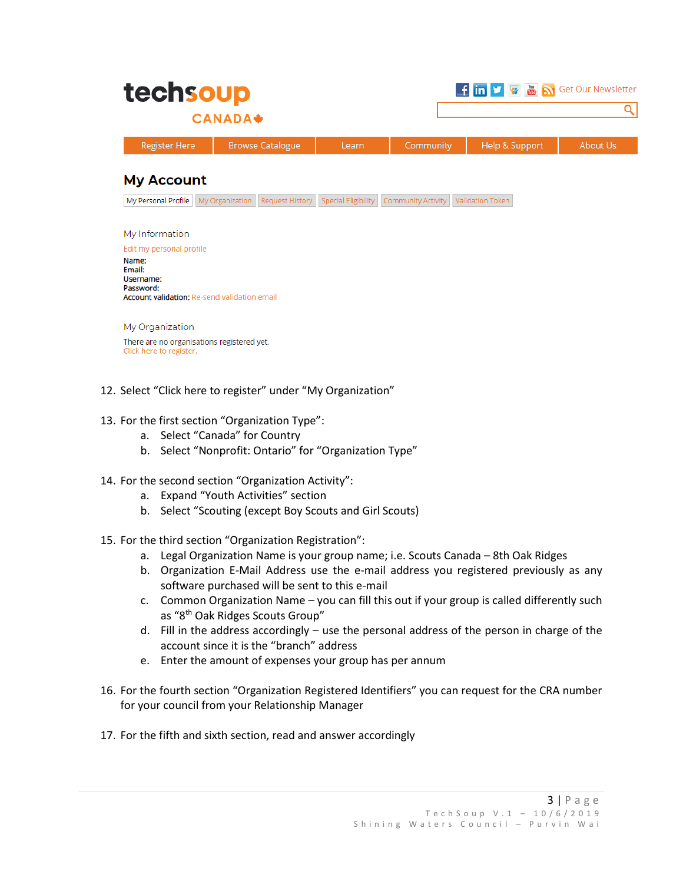techsoup CANADA

Get Our Newsletter

Register Here | Browse Catalogue | Learn | Community | Help & Support | About Us

## My Account

My Personal Profile | My Organization | Request History | Special Eligibility | Community Activity | Validation Token

My Information

Edit my personal profile

**Name:**
**Email:**
**Username:**
**Password:**
**Account validation:** Re-send validation email

My Organization

There are no organisations registered yet.
Click here to register.

12. Select "Click here to register" under "My Organization"

13. For the first section "Organization Type":
    a. Select "Canada" for Country
    b. Select "Nonprofit: Ontario" for "Organization Type"

14. For the second section "Organization Activity":
    a. Expand "Youth Activities" section
    b. Select "Scouting (except Boy Scouts and Girl Scouts)

15. For the third section "Organization Registration":
    a. Legal Organization Name is your group name; i.e. Scouts Canada – 8th Oak Ridges
    b. Organization E-Mail Address use the e-mail address you registered previously as any software purchased will be sent to this e-mail
    c. Common Organization Name – you can fill this out if your group is called differently such as "8th Oak Ridges Scouts Group"
    d. Fill in the address accordingly – use the personal address of the person in charge of the account since it is the "branch" address
    e. Enter the amount of expenses your group has per annum

16. For the fourth section "Organization Registered Identifiers" you can request for the CRA number for your council from your Relationship Manager

17. For the fifth and sixth section, read and answer accordingly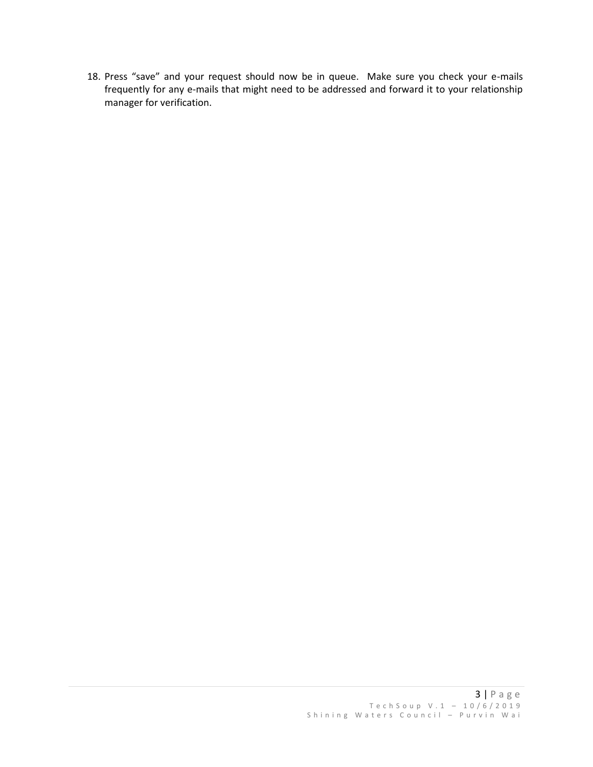18. Press “save” and your request should now be in queue. Make sure you check your e-mails frequently for any e-mails that might need to be addressed and forward it to your relationship manager for verification.